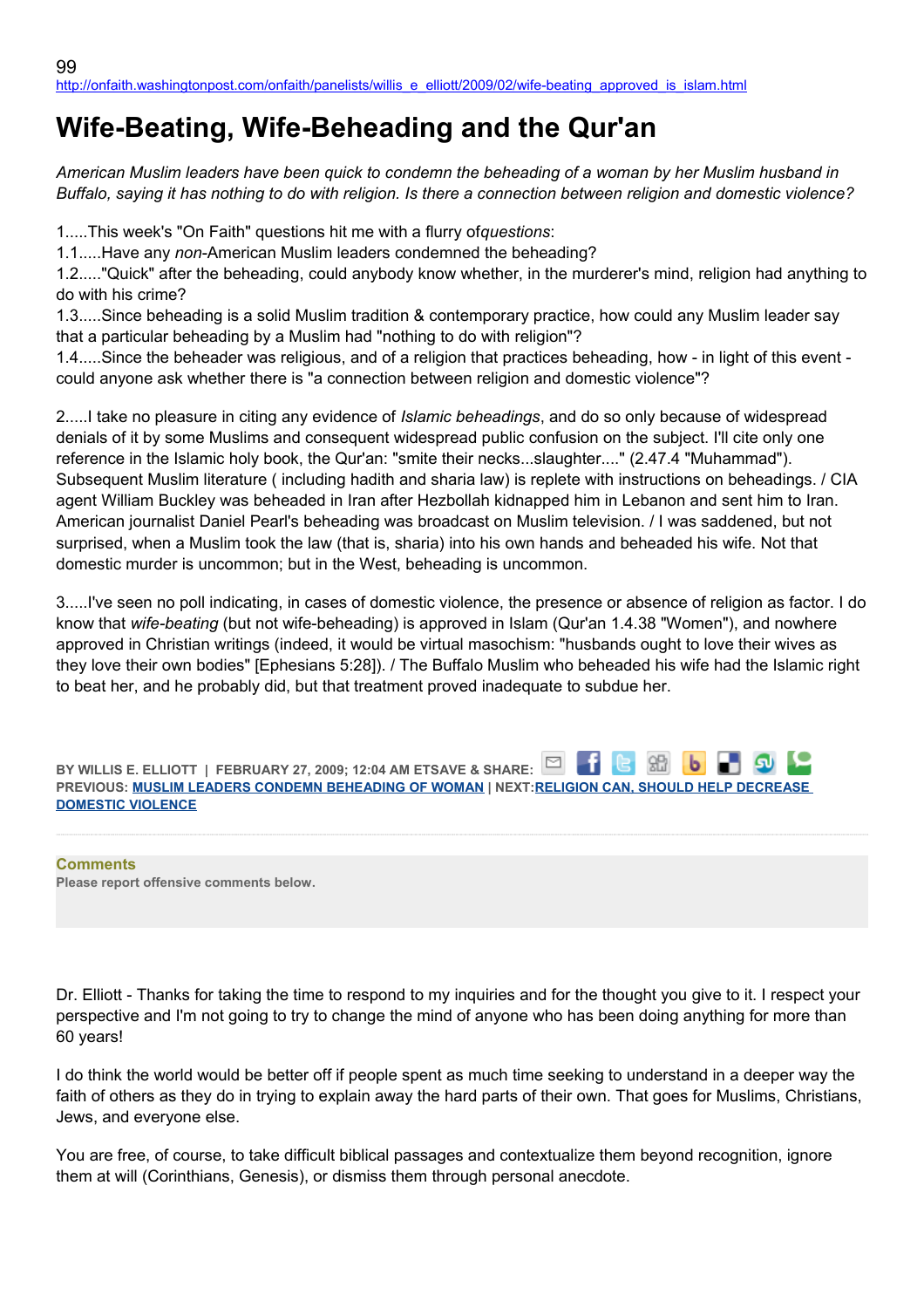99
http://onfaith.washingtonpost.com/onfaith/panelists/willis_e_elliott/2009/02/wife-beating_approved_is_islam.html

# Wife-Beating, Wife-Beheading and the Qur'an

*American Muslim leaders have been quick to condemn the beheading of a woman by her Muslim husband in Buffalo, saying it has nothing to do with religion. Is there a connection between religion and domestic violence?*

1.....This week's "On Faith" questions hit me with a flurry of*questions*:
1.1.....Have any *non*-American Muslim leaders condemned the beheading?
1.2....."Quick" after the beheading, could anybody know whether, in the murderer's mind, religion had anything to do with his crime?
1.3.....Since beheading is a solid Muslim tradition & contemporary practice, how could any Muslim leader say that a particular beheading by a Muslim had "nothing to do with religion"?
1.4.....Since the beheader was religious, and of a religion that practices beheading, how - in light of this event - could anyone ask whether there is "a connection between religion and domestic violence"?

2.....I take no pleasure in citing any evidence of *Islamic beheadings*, and do so only because of widespread denials of it by some Muslims and consequent widespread public confusion on the subject. I'll cite only one reference in the Islamic holy book, the Qur'an: "smite their necks...slaughter...." (2.47.4 "Muhammad"). Subsequent Muslim literature ( including hadith and sharia law) is replete with instructions on beheadings. / CIA agent William Buckley was beheaded in Iran after Hezbollah kidnapped him in Lebanon and sent him to Iran. American journalist Daniel Pearl's beheading was broadcast on Muslim television. / I was saddened, but not surprised, when a Muslim took the law (that is, sharia) into his own hands and beheaded his wife. Not that domestic murder is uncommon; but in the West, beheading is uncommon.

3.....I've seen no poll indicating, in cases of domestic violence, the presence or absence of religion as factor. I do know that *wife-beating* (but not wife-beheading) is approved in Islam (Qur'an 1.4.38 "Women"), and nowhere approved in Christian writings (indeed, it would be virtual masochism: "husbands ought to love their wives as they love their own bodies" [Ephesians 5:28]). / The Buffalo Muslim who beheaded his wife had the Islamic right to beat her, and he probably did, but that treatment proved inadequate to subdue her.

**BY WILLIS E. ELLIOTT | FEBRUARY 27, 2009; 12:04 AM ETSAVE & SHARE:**
**PREVIOUS: MUSLIM LEADERS CONDEMN BEHEADING OF WOMAN | NEXT: RELIGION CAN, SHOULD HELP DECREASE DOMESTIC VIOLENCE**

**Comments**
**Please report offensive comments below.**

Dr. Elliott - Thanks for taking the time to respond to my inquiries and for the thought you give to it. I respect your perspective and I'm not going to try to change the mind of anyone who has been doing anything for more than 60 years!

I do think the world would be better off if people spent as much time seeking to understand in a deeper way the faith of others as they do in trying to explain away the hard parts of their own. That goes for Muslims, Christians, Jews, and everyone else.

You are free, of course, to take difficult biblical passages and contextualize them beyond recognition, ignore them at will (Corinthians, Genesis), or dismiss them through personal anecdote.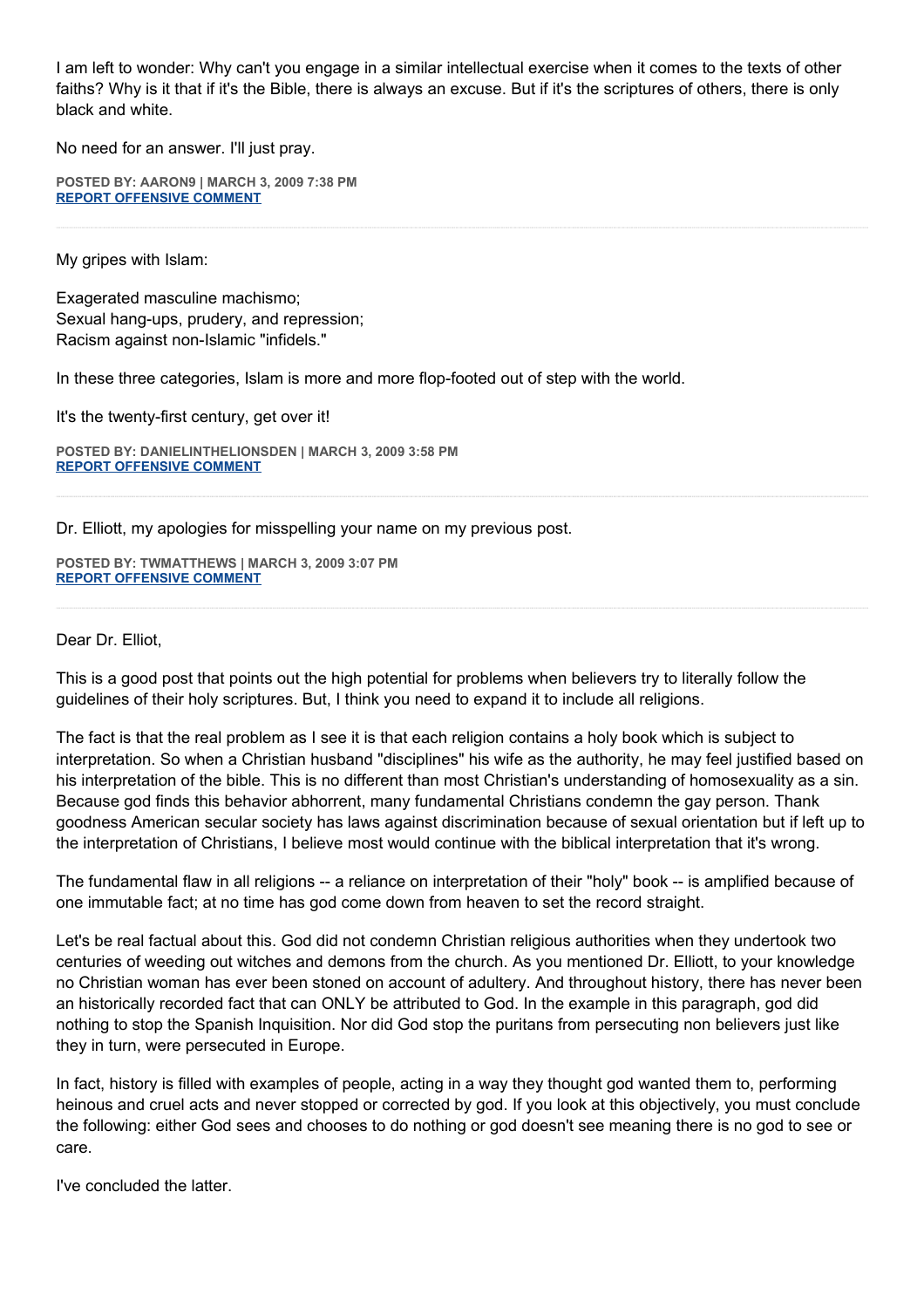I am left to wonder: Why can't you engage in a similar intellectual exercise when it comes to the texts of other faiths? Why is it that if it's the Bible, there is always an excuse. But if it's the scriptures of others, there is only black and white.

No need for an answer. I'll just pray.

**POSTED BY: AARON9 | MARCH 3, 2009 7:38 PM**
**REPORT OFFENSIVE COMMENT**

---

My gripes with Islam:

Exagerated masculine machismo;
Sexual hang-ups, prudery, and repression;
Racism against non-Islamic "infidels."

In these three categories, Islam is more and more flop-footed out of step with the world.

It's the twenty-first century, get over it!

**POSTED BY: DANIELINTHELIONSDEN | MARCH 3, 2009 3:58 PM**
**REPORT OFFENSIVE COMMENT**

---

Dr. Elliott, my apologies for misspelling your name on my previous post.

**POSTED BY: TWMATTHEWS | MARCH 3, 2009 3:07 PM**
**REPORT OFFENSIVE COMMENT**

---

Dear Dr. Elliot,

This is a good post that points out the high potential for problems when believers try to literally follow the guidelines of their holy scriptures. But, I think you need to expand it to include all religions.

The fact is that the real problem as I see it is that each religion contains a holy book which is subject to interpretation. So when a Christian husband "disciplines" his wife as the authority, he may feel justified based on his interpretation of the bible. This is no different than most Christian's understanding of homosexuality as a sin. Because god finds this behavior abhorrent, many fundamental Christians condemn the gay person. Thank goodness American secular society has laws against discrimination because of sexual orientation but if left up to the interpretation of Christians, I believe most would continue with the biblical interpretation that it's wrong.

The fundamental flaw in all religions -- a reliance on interpretation of their "holy" book -- is amplified because of one immutable fact; at no time has god come down from heaven to set the record straight.

Let's be real factual about this. God did not condemn Christian religious authorities when they undertook two centuries of weeding out witches and demons from the church. As you mentioned Dr. Elliott, to your knowledge no Christian woman has ever been stoned on account of adultery. And throughout history, there has never been an historically recorded fact that can ONLY be attributed to God. In the example in this paragraph, god did nothing to stop the Spanish Inquisition. Nor did God stop the puritans from persecuting non believers just like they in turn, were persecuted in Europe.

In fact, history is filled with examples of people, acting in a way they thought god wanted them to, performing heinous and cruel acts and never stopped or corrected by god. If you look at this objectively, you must conclude the following: either God sees and chooses to do nothing or god doesn't see meaning there is no god to see or care.

I've concluded the latter.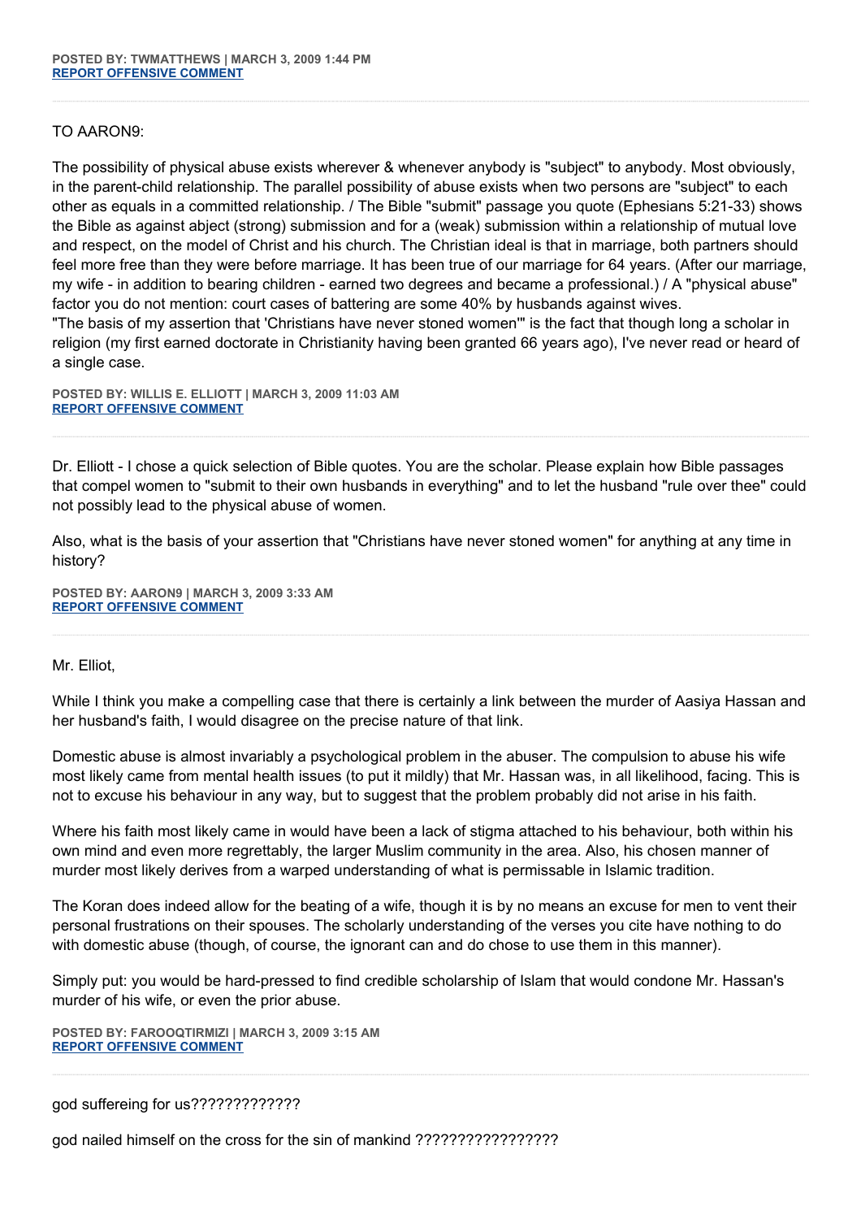**POSTED BY: TWMATTHEWS | MARCH 3, 2009 1:44 PM**
**REPORT OFFENSIVE COMMENT**

---

TO AARON9:

The possibility of physical abuse exists wherever & whenever anybody is "subject" to anybody. Most obviously, in the parent-child relationship. The parallel possibility of abuse exists when two persons are "subject" to each other as equals in a committed relationship. / The Bible "submit" passage you quote (Ephesians 5:21-33) shows the Bible as against abject (strong) submission and for a (weak) submission within a relationship of mutual love and respect, on the model of Christ and his church. The Christian ideal is that in marriage, both partners should feel more free than they were before marriage. It has been true of our marriage for 64 years. (After our marriage, my wife - in addition to bearing children - earned two degrees and became a professional.) / A "physical abuse" factor you do not mention: court cases of battering are some 40% by husbands against wives.
"The basis of my assertion that 'Christians have never stoned women'" is the fact that though long a scholar in religion (my first earned doctorate in Christianity having been granted 66 years ago), I've never read or heard of a single case.

**POSTED BY: WILLIS E. ELLIOTT | MARCH 3, 2009 11:03 AM**
**REPORT OFFENSIVE COMMENT**

---

Dr. Elliott - I chose a quick selection of Bible quotes. You are the scholar. Please explain how Bible passages that compel women to "submit to their own husbands in everything" and to let the husband "rule over thee" could not possibly lead to the physical abuse of women.

Also, what is the basis of your assertion that "Christians have never stoned women" for anything at any time in history?

**POSTED BY: AARON9 | MARCH 3, 2009 3:33 AM**
**REPORT OFFENSIVE COMMENT**

---

Mr. Elliot,

While I think you make a compelling case that there is certainly a link between the murder of Aasiya Hassan and her husband's faith, I would disagree on the precise nature of that link.

Domestic abuse is almost invariably a psychological problem in the abuser. The compulsion to abuse his wife most likely came from mental health issues (to put it mildly) that Mr. Hassan was, in all likelihood, facing. This is not to excuse his behaviour in any way, but to suggest that the problem probably did not arise in his faith.

Where his faith most likely came in would have been a lack of stigma attached to his behaviour, both within his own mind and even more regrettably, the larger Muslim community in the area. Also, his chosen manner of murder most likely derives from a warped understanding of what is permissable in Islamic tradition.

The Koran does indeed allow for the beating of a wife, though it is by no means an excuse for men to vent their personal frustrations on their spouses. The scholarly understanding of the verses you cite have nothing to do with domestic abuse (though, of course, the ignorant can and do chose to use them in this manner).

Simply put: you would be hard-pressed to find credible scholarship of Islam that would condone Mr. Hassan's murder of his wife, or even the prior abuse.

**POSTED BY: FAROOQTIRMIZI | MARCH 3, 2009 3:15 AM**
**REPORT OFFENSIVE COMMENT**

---

god suffereing for us?????????????

god nailed himself on the cross for the sin of mankind ?????????????????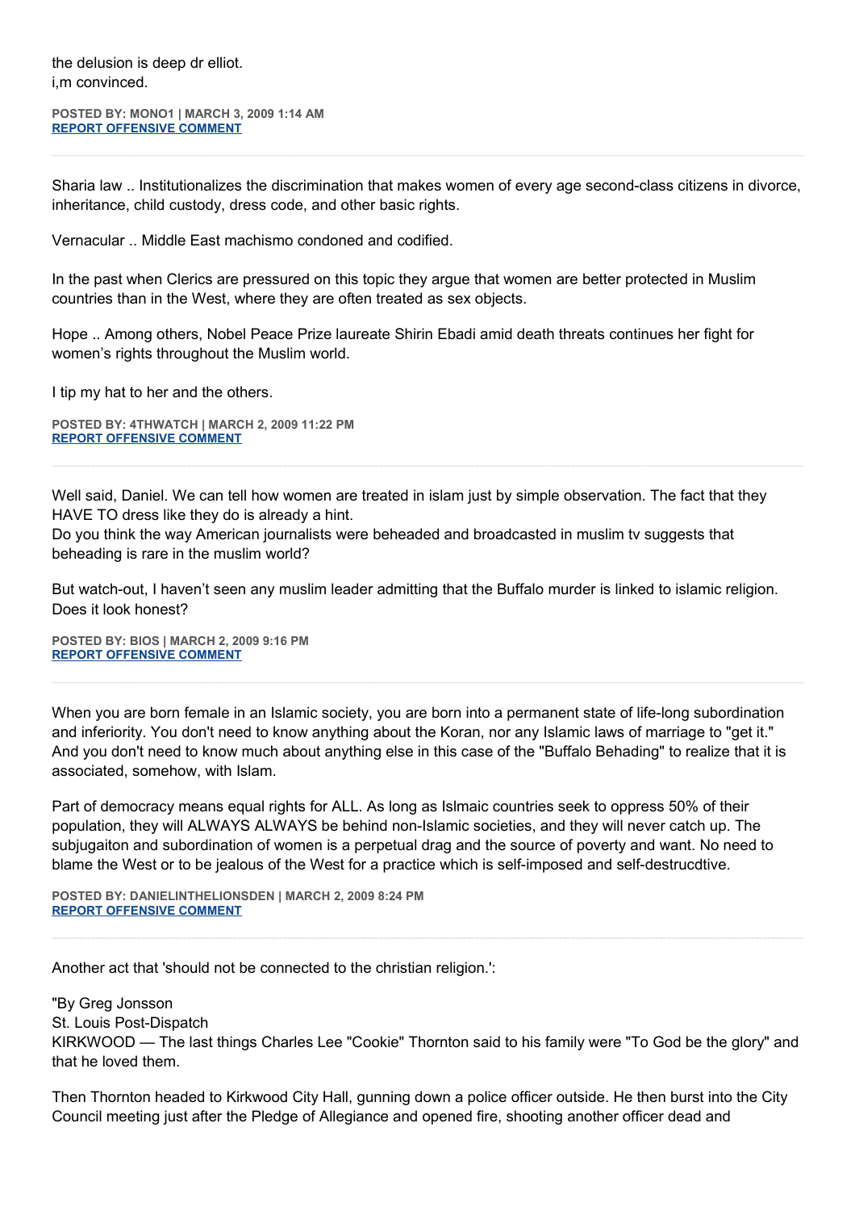the delusion is deep dr elliot.
i,m convinced.

**POSTED BY: MONO1 | MARCH 3, 2009 1:14 AM**
**REPORT OFFENSIVE COMMENT**

---

Sharia law .. Institutionalizes the discrimination that makes women of every age second-class citizens in divorce, inheritance, child custody, dress code, and other basic rights.

Vernacular .. Middle East machismo condoned and codified.

In the past when Clerics are pressured on this topic they argue that women are better protected in Muslim countries than in the West, where they are often treated as sex objects.

Hope .. Among others, Nobel Peace Prize laureate Shirin Ebadi amid death threats continues her fight for women's rights throughout the Muslim world.

I tip my hat to her and the others.

**POSTED BY: 4THWATCH | MARCH 2, 2009 11:22 PM**
**REPORT OFFENSIVE COMMENT**

---

Well said, Daniel. We can tell how women are treated in islam just by simple observation. The fact that they HAVE TO dress like they do is already a hint.
Do you think the way American journalists were beheaded and broadcasted in muslim tv suggests that beheading is rare in the muslim world?

But watch-out, I haven't seen any muslim leader admitting that the Buffalo murder is linked to islamic religion. Does it look honest?

**POSTED BY: BIOS | MARCH 2, 2009 9:16 PM**
**REPORT OFFENSIVE COMMENT**

---

When you are born female in an Islamic society, you are born into a permanent state of life-long subordination and inferiority. You don't need to know anything about the Koran, nor any Islamic laws of marriage to "get it." And you don't need to know much about anything else in this case of the "Buffalo Behading" to realize that it is associated, somehow, with Islam.

Part of democracy means equal rights for ALL. As long as Islmaic countries seek to oppress 50% of their population, they will ALWAYS ALWAYS be behind non-Islamic societies, and they will never catch up. The subjugaiton and subordination of women is a perpetual drag and the source of poverty and want. No need to blame the West or to be jealous of the West for a practice which is self-imposed and self-destrucdtive.

**POSTED BY: DANIELINTHELIONSDEN | MARCH 2, 2009 8:24 PM**
**REPORT OFFENSIVE COMMENT**

---

Another act that 'should not be connected to the christian religion.':

"By Greg Jonsson
St. Louis Post-Dispatch
KIRKWOOD — The last things Charles Lee "Cookie" Thornton said to his family were "To God be the glory" and that he loved them.

Then Thornton headed to Kirkwood City Hall, gunning down a police officer outside. He then burst into the City Council meeting just after the Pledge of Allegiance and opened fire, shooting another officer dead and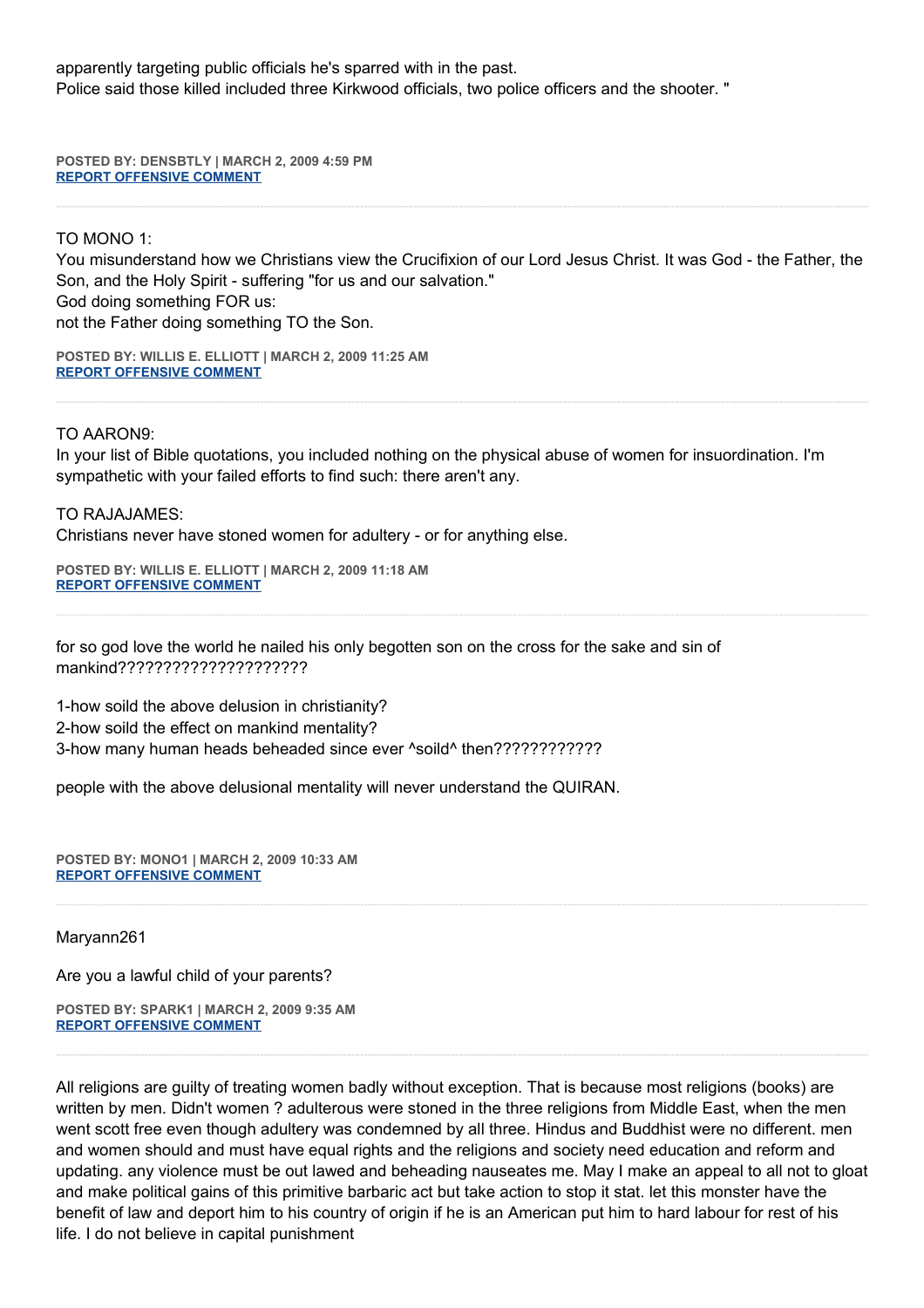apparently targeting public officials he's sparred with in the past.
Police said those killed included three Kirkwood officials, two police officers and the shooter. "

**POSTED BY: DENSBTLY | MARCH 2, 2009 4:59 PM**
**REPORT OFFENSIVE COMMENT**

---

TO MONO 1:
You misunderstand how we Christians view the Crucifixion of our Lord Jesus Christ. It was God - the Father, the Son, and the Holy Spirit - suffering "for us and our salvation."
God doing something FOR us:
not the Father doing something TO the Son.

**POSTED BY: WILLIS E. ELLIOTT | MARCH 2, 2009 11:25 AM**
**REPORT OFFENSIVE COMMENT**

---

TO AARON9:
In your list of Bible quotations, you included nothing on the physical abuse of women for insuordination. I'm sympathetic with your failed efforts to find such: there aren't any.

TO RAJAJAMES:
Christians never have stoned women for adultery - or for anything else.

**POSTED BY: WILLIS E. ELLIOTT | MARCH 2, 2009 11:18 AM**
**REPORT OFFENSIVE COMMENT**

---

for so god love the world he nailed his only begotten son on the cross for the sake and sin of mankind????????????????????

1-how soild the above delusion in christianity?
2-how soild the effect on mankind mentality?
3-how many human heads beheaded since ever ^soild^ then????????????

people with the above delusional mentality will never understand the QUIRAN.

**POSTED BY: MONO1 | MARCH 2, 2009 10:33 AM**
**REPORT OFFENSIVE COMMENT**

---

Maryann261

Are you a lawful child of your parents?

**POSTED BY: SPARK1 | MARCH 2, 2009 9:35 AM**
**REPORT OFFENSIVE COMMENT**

---

All religions are guilty of treating women badly without exception. That is because most religions (books) are written by men. Didn't women ? adulterous were stoned in the three religions from Middle East, when the men went scott free even though adultery was condemned by all three. Hindus and Buddhist were no different. men and women should and must have equal rights and the religions and society need education and reform and updating. any violence must be out lawed and beheading nauseates me. May I make an appeal to all not to gloat and make political gains of this primitive barbaric act but take action to stop it stat. let this monster have the benefit of law and deport him to his country of origin if he is an American put him to hard labour for rest of his life. I do not believe in capital punishment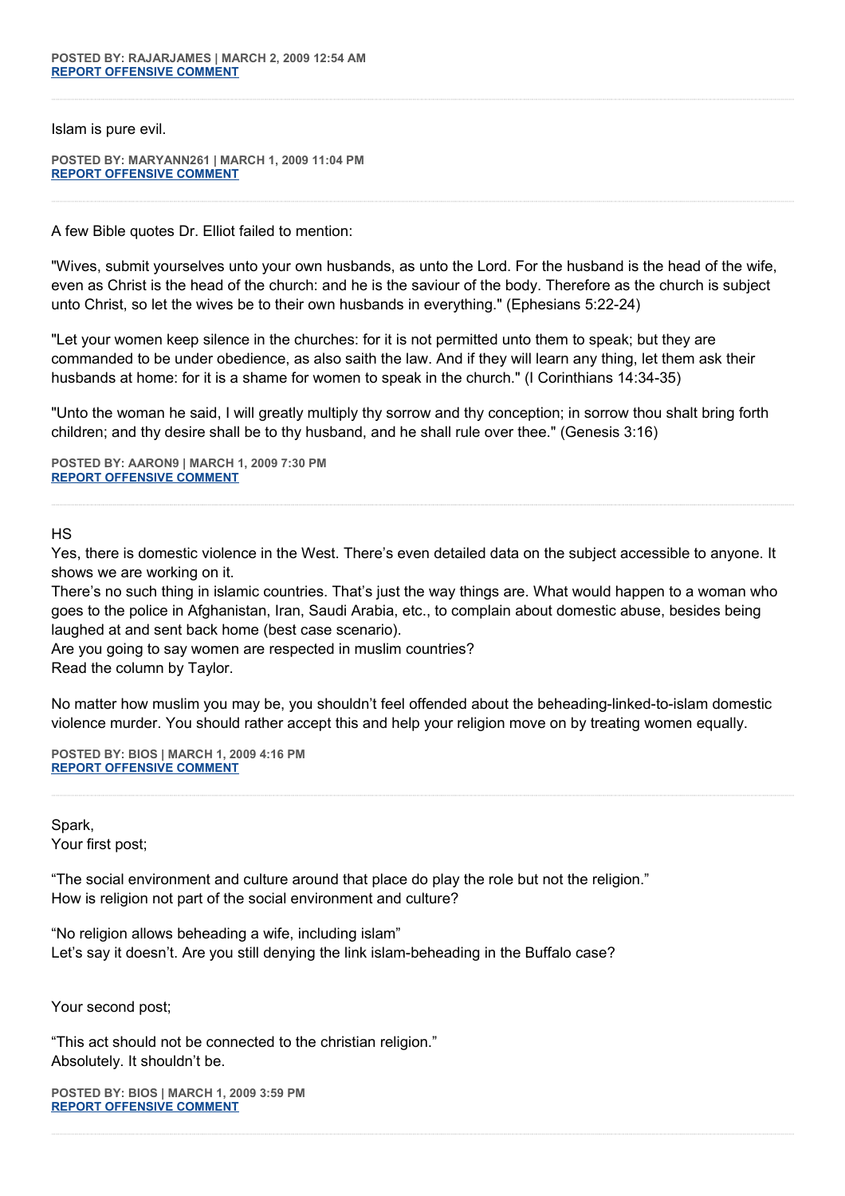**POSTED BY: RAJARJAMES | MARCH 2, 2009 12:54 AM**
**REPORT OFFENSIVE COMMENT**

---

Islam is pure evil.

**POSTED BY: MARYANN261 | MARCH 1, 2009 11:04 PM**
**REPORT OFFENSIVE COMMENT**

---

A few Bible quotes Dr. Elliot failed to mention:

"Wives, submit yourselves unto your own husbands, as unto the Lord. For the husband is the head of the wife, even as Christ is the head of the church: and he is the saviour of the body. Therefore as the church is subject unto Christ, so let the wives be to their own husbands in everything." (Ephesians 5:22-24)

"Let your women keep silence in the churches: for it is not permitted unto them to speak; but they are commanded to be under obedience, as also saith the law. And if they will learn any thing, let them ask their husbands at home: for it is a shame for women to speak in the church." (I Corinthians 14:34-35)

"Unto the woman he said, I will greatly multiply thy sorrow and thy conception; in sorrow thou shalt bring forth children; and thy desire shall be to thy husband, and he shall rule over thee." (Genesis 3:16)

**POSTED BY: AARON9 | MARCH 1, 2009 7:30 PM**
**REPORT OFFENSIVE COMMENT**

---

HS
Yes, there is domestic violence in the West. There's even detailed data on the subject accessible to anyone. It shows we are working on it.
There's no such thing in islamic countries. That's just the way things are. What would happen to a woman who goes to the police in Afghanistan, Iran, Saudi Arabia, etc., to complain about domestic abuse, besides being laughed at and sent back home (best case scenario).
Are you going to say women are respected in muslim countries?
Read the column by Taylor.

No matter how muslim you may be, you shouldn't feel offended about the beheading-linked-to-islam domestic violence murder. You should rather accept this and help your religion move on by treating women equally.

**POSTED BY: BIOS | MARCH 1, 2009 4:16 PM**
**REPORT OFFENSIVE COMMENT**

---

Spark,
Your first post;

"The social environment and culture around that place do play the role but not the religion."
How is religion not part of the social environment and culture?

"No religion allows beheading a wife, including islam"
Let's say it doesn't. Are you still denying the link islam-beheading in the Buffalo case?

Your second post;

"This act should not be connected to the christian religion."
Absolutely. It shouldn't be.

**POSTED BY: BIOS | MARCH 1, 2009 3:59 PM**
**REPORT OFFENSIVE COMMENT**

---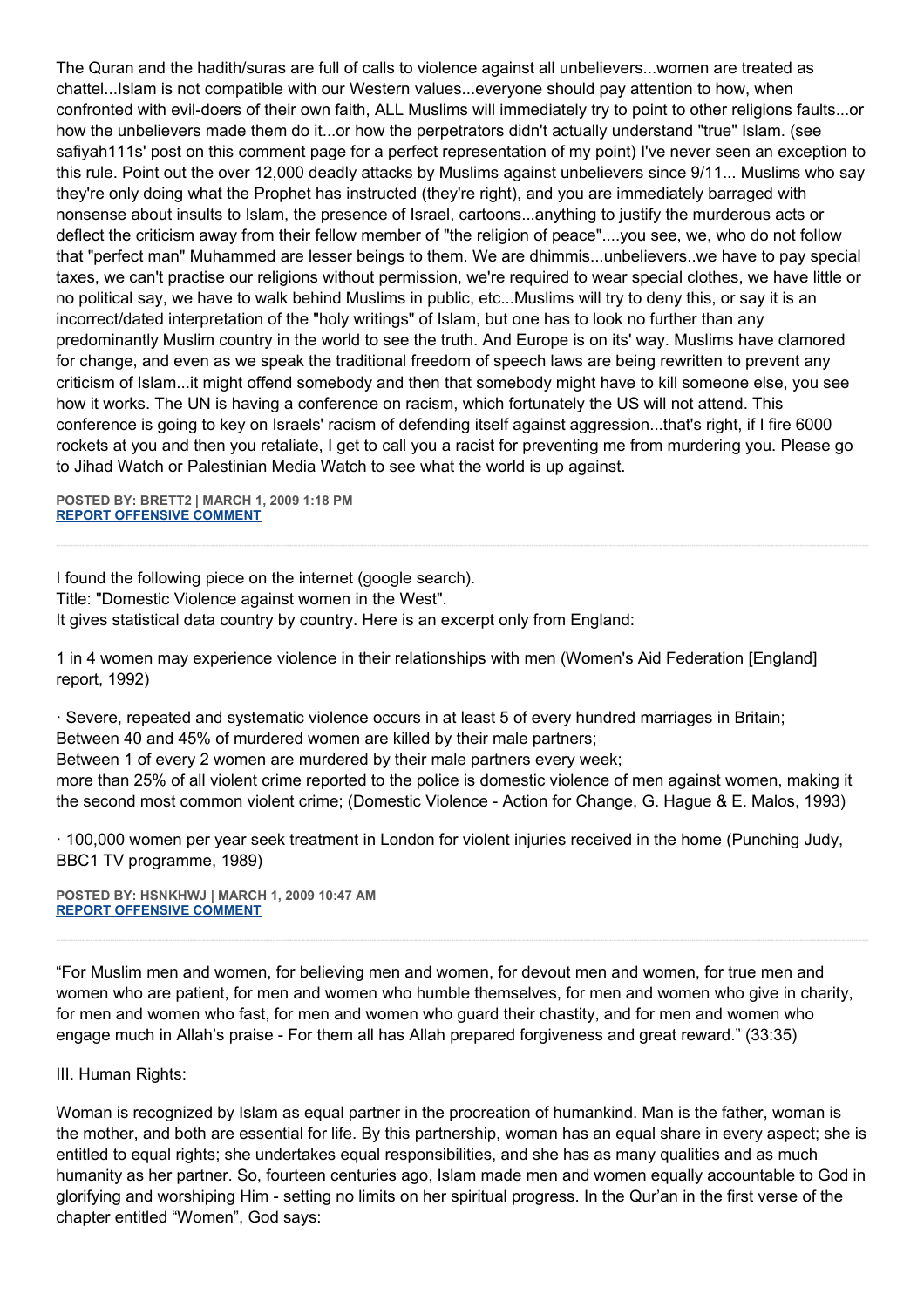The Quran and the hadith/suras are full of calls to violence against all unbelievers...women are treated as chattel...Islam is not compatible with our Western values...everyone should pay attention to how, when confronted with evil-doers of their own faith, ALL Muslims will immediately try to point to other religions faults...or how the unbelievers made them do it...or how the perpetrators didn't actually understand "true" Islam. (see safiyah111s' post on this comment page for a perfect representation of my point) I've never seen an exception to this rule. Point out the over 12,000 deadly attacks by Muslims against unbelievers since 9/11... Muslims who say they're only doing what the Prophet has instructed (they're right), and you are immediately barraged with nonsense about insults to Islam, the presence of Israel, cartoons...anything to justify the murderous acts or deflect the criticism away from their fellow member of "the religion of peace"....you see, we, who do not follow that "perfect man" Muhammed are lesser beings to them. We are dhimmis...unbelievers..we have to pay special taxes, we can't practise our religions without permission, we're required to wear special clothes, we have little or no political say, we have to walk behind Muslims in public, etc...Muslims will try to deny this, or say it is an incorrect/dated interpretation of the "holy writings" of Islam, but one has to look no further than any predominantly Muslim country in the world to see the truth. And Europe is on its' way. Muslims have clamored for change, and even as we speak the traditional freedom of speech laws are being rewritten to prevent any criticism of Islam...it might offend somebody and then that somebody might have to kill someone else, you see how it works. The UN is having a conference on racism, which fortunately the US will not attend. This conference is going to key on Israels' racism of defending itself against aggression...that's right, if I fire 6000 rockets at you and then you retaliate, I get to call you a racist for preventing me from murdering you. Please go to Jihad Watch or Palestinian Media Watch to see what the world is up against.

**POSTED BY: BRETT2 | MARCH 1, 2009 1:18 PM**
**REPORT OFFENSIVE COMMENT**

---

I found the following piece on the internet (google search).
Title: "Domestic Violence against women in the West".
It gives statistical data country by country. Here is an excerpt only from England:

1 in 4 women may experience violence in their relationships with men (Women's Aid Federation [England] report, 1992)

· Severe, repeated and systematic violence occurs in at least 5 of every hundred marriages in Britain;
Between 40 and 45% of murdered women are killed by their male partners;
Between 1 of every 2 women are murdered by their male partners every week;
more than 25% of all violent crime reported to the police is domestic violence of men against women, making it the second most common violent crime; (Domestic Violence - Action for Change, G. Hague & E. Malos, 1993)

· 100,000 women per year seek treatment in London for violent injuries received in the home (Punching Judy, BBC1 TV programme, 1989)

**POSTED BY: HSNKHWJ | MARCH 1, 2009 10:47 AM**
**REPORT OFFENSIVE COMMENT**

---

"For Muslim men and women, for believing men and women, for devout men and women, for true men and women who are patient, for men and women who humble themselves, for men and women who give in charity, for men and women who fast, for men and women who guard their chastity, and for men and women who engage much in Allah's praise - For them all has Allah prepared forgiveness and great reward." (33:35)

III. Human Rights:

Woman is recognized by Islam as equal partner in the procreation of humankind. Man is the father, woman is the mother, and both are essential for life. By this partnership, woman has an equal share in every aspect; she is entitled to equal rights; she undertakes equal responsibilities, and she has as many qualities and as much humanity as her partner. So, fourteen centuries ago, Islam made men and women equally accountable to God in glorifying and worshiping Him - setting no limits on her spiritual progress. In the Qur'an in the first verse of the chapter entitled "Women", God says: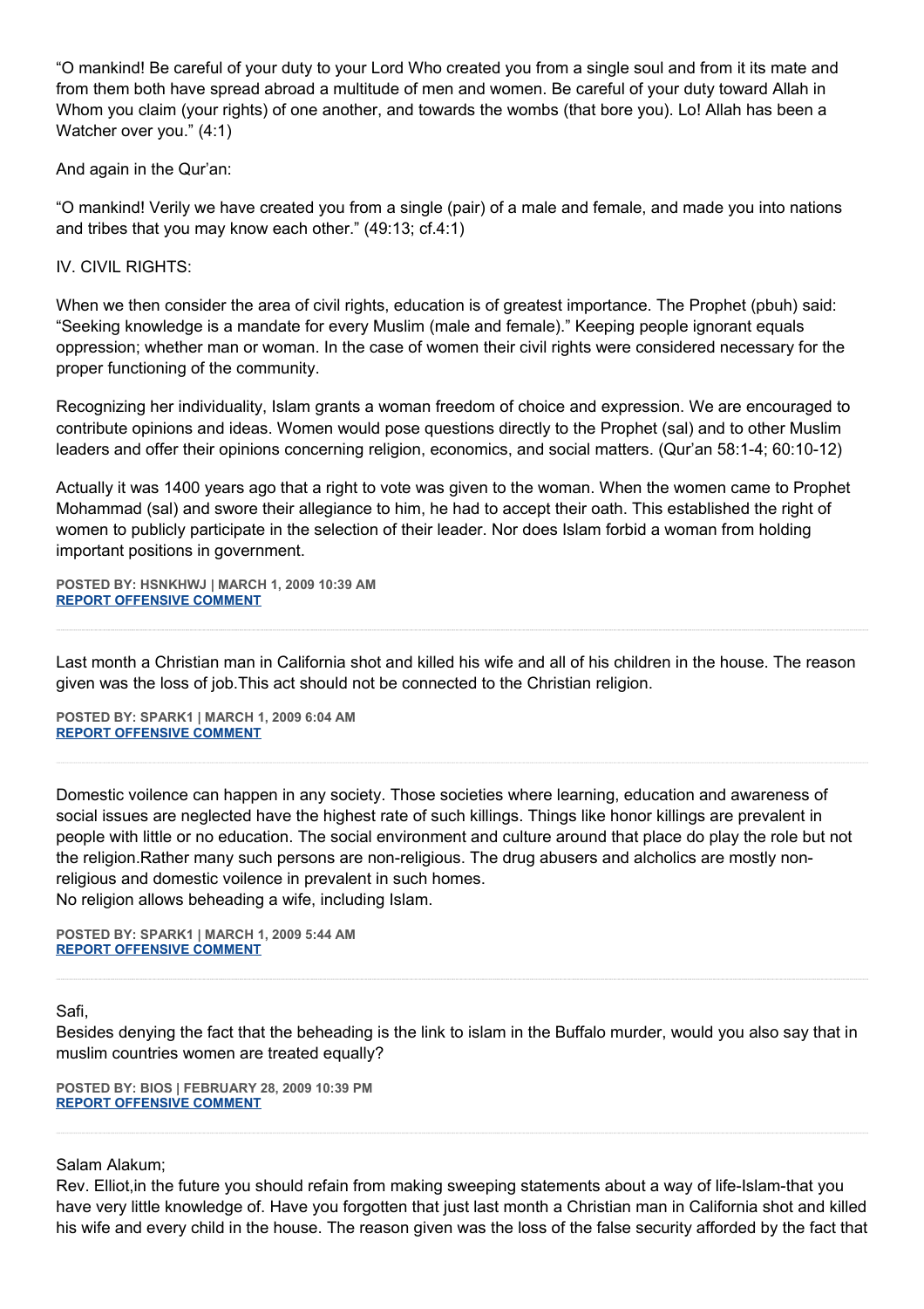"O mankind! Be careful of your duty to your Lord Who created you from a single soul and from it its mate and from them both have spread abroad a multitude of men and women. Be careful of your duty toward Allah in Whom you claim (your rights) of one another, and towards the wombs (that bore you). Lo! Allah has been a Watcher over you." (4:1)

And again in the Qur'an:

"O mankind! Verily we have created you from a single (pair) of a male and female, and made you into nations and tribes that you may know each other." (49:13; cf.4:1)

IV. CIVIL RIGHTS:

When we then consider the area of civil rights, education is of greatest importance. The Prophet (pbuh) said: "Seeking knowledge is a mandate for every Muslim (male and female)." Keeping people ignorant equals oppression; whether man or woman. In the case of women their civil rights were considered necessary for the proper functioning of the community.

Recognizing her individuality, Islam grants a woman freedom of choice and expression. We are encouraged to contribute opinions and ideas. Women would pose questions directly to the Prophet (sal) and to other Muslim leaders and offer their opinions concerning religion, economics, and social matters. (Qur'an 58:1-4; 60:10-12)

Actually it was 1400 years ago that a right to vote was given to the woman. When the women came to Prophet Mohammad (sal) and swore their allegiance to him, he had to accept their oath. This established the right of women to publicly participate in the selection of their leader. Nor does Islam forbid a woman from holding important positions in government.

**POSTED BY: HSNKHWJ | MARCH 1, 2009 10:39 AM**
**REPORT OFFENSIVE COMMENT**

---

Last month a Christian man in California shot and killed his wife and all of his children in the house. The reason given was the loss of job.This act should not be connected to the Christian religion.

**POSTED BY: SPARK1 | MARCH 1, 2009 6:04 AM**
**REPORT OFFENSIVE COMMENT**

---

Domestic voilence can happen in any society. Those societies where learning, education and awareness of social issues are neglected have the highest rate of such killings. Things like honor killings are prevalent in people with little or no education. The social environment and culture around that place do play the role but not the religion.Rather many such persons are non-religious. The drug abusers and alcholics are mostly non-religious and domestic voilence in prevalent in such homes.
No religion allows beheading a wife, including Islam.

**POSTED BY: SPARK1 | MARCH 1, 2009 5:44 AM**
**REPORT OFFENSIVE COMMENT**

---

Safi,
Besides denying the fact that the beheading is the link to islam in the Buffalo murder, would you also say that in muslim countries women are treated equally?

**POSTED BY: BIOS | FEBRUARY 28, 2009 10:39 PM**
**REPORT OFFENSIVE COMMENT**

---

Salam Alakum;
Rev. Elliot,in the future you should refain from making sweeping statements about a way of life-Islam-that you have very little knowledge of. Have you forgotten that just last month a Christian man in California shot and killed his wife and every child in the house. The reason given was the loss of the false security afforded by the fact that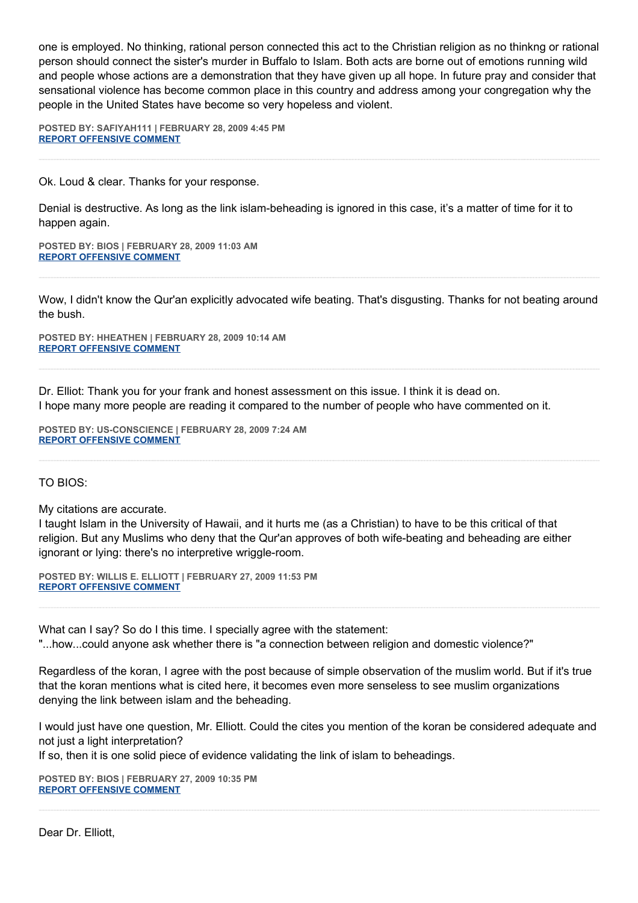one is employed. No thinking, rational person connected this act to the Christian religion as no thinkng or rational person should connect the sister's murder in Buffalo to Islam. Both acts are borne out of emotions running wild and people whose actions are a demonstration that they have given up all hope. In future pray and consider that sensational violence has become common place in this country and address among your congregation why the people in the United States have become so very hopeless and violent.

**POSTED BY: SAFIYAH111 | FEBRUARY 28, 2009 4:45 PM**
**REPORT OFFENSIVE COMMENT**

---

Ok. Loud & clear. Thanks for your response.

Denial is destructive. As long as the link islam-beheading is ignored in this case, it's a matter of time for it to happen again.

**POSTED BY: BIOS | FEBRUARY 28, 2009 11:03 AM**
**REPORT OFFENSIVE COMMENT**

---

Wow, I didn't know the Qur'an explicitly advocated wife beating. That's disgusting. Thanks for not beating around the bush.

**POSTED BY: HHEATHEN | FEBRUARY 28, 2009 10:14 AM**
**REPORT OFFENSIVE COMMENT**

---

Dr. Elliot: Thank you for your frank and honest assessment on this issue. I think it is dead on.
I hope many more people are reading it compared to the number of people who have commented on it.

**POSTED BY: US-CONSCIENCE | FEBRUARY 28, 2009 7:24 AM**
**REPORT OFFENSIVE COMMENT**

---

TO BIOS:

My citations are accurate.
I taught Islam in the University of Hawaii, and it hurts me (as a Christian) to have to be this critical of that religion. But any Muslims who deny that the Qur'an approves of both wife-beating and beheading are either ignorant or lying: there's no interpretive wriggle-room.

**POSTED BY: WILLIS E. ELLIOTT | FEBRUARY 27, 2009 11:53 PM**
**REPORT OFFENSIVE COMMENT**

---

What can I say? So do I this time. I specially agree with the statement:
"...how...could anyone ask whether there is "a connection between religion and domestic violence?"

Regardless of the koran, I agree with the post because of simple observation of the muslim world. But if it's true that the koran mentions what is cited here, it becomes even more senseless to see muslim organizations denying the link between islam and the beheading.

I would just have one question, Mr. Elliott. Could the cites you mention of the koran be considered adequate and not just a light interpretation?
If so, then it is one solid piece of evidence validating the link of islam to beheadings.

**POSTED BY: BIOS | FEBRUARY 27, 2009 10:35 PM**
**REPORT OFFENSIVE COMMENT**

---

Dear Dr. Elliott,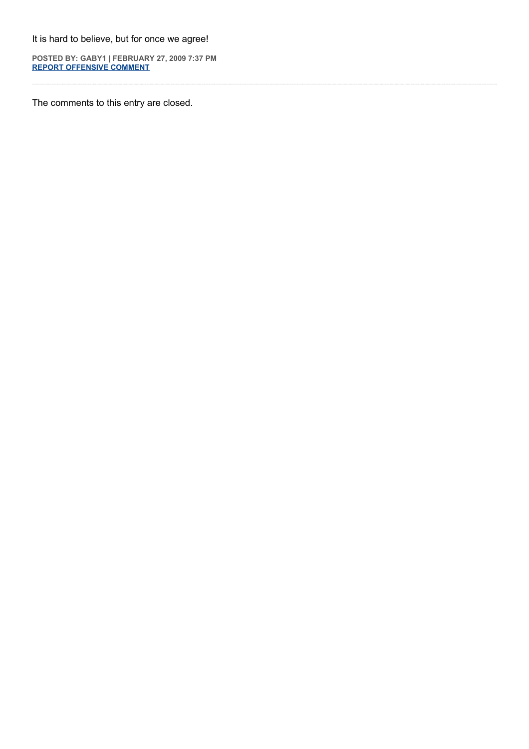It is hard to believe, but for once we agree!

**POSTED BY: GABY1 | FEBRUARY 27, 2009 7:37 PM**
**REPORT OFFENSIVE COMMENT**

---

The comments to this entry are closed.